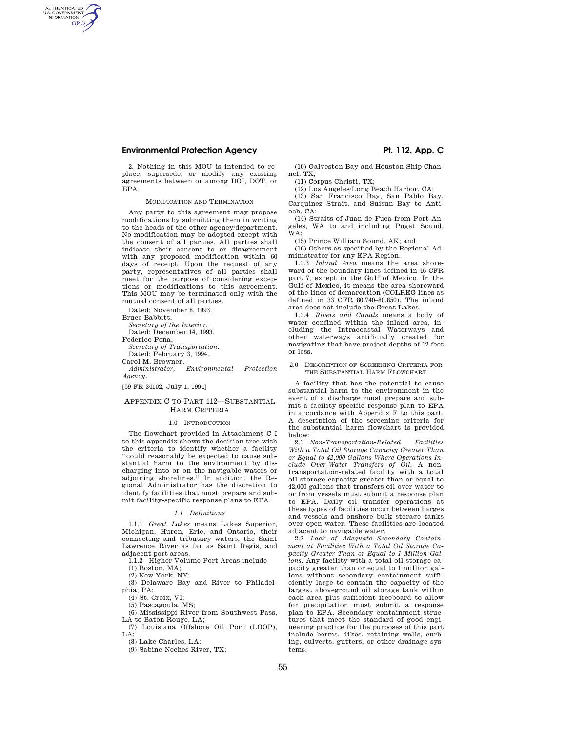2. Nothing in this MOU is intended to replace, supersede, or modify any existing agreements between or among DOI, DOT, or EPA.

MODIFICATION AND TERMINATION

Any party to this agreement may propose modifications by submitting them in writing to the heads of the other agency/department. No modification may be adopted except with the consent of all parties. All parties shall indicate their consent to or disagreement with any proposed modification within 60 days of receipt. Upon the request of any party, representatives of all parties shall meet for the purpose of considering exceptions or modifications to this agreement. This MOU may be terminated only with the mutual consent of all parties.

Dated: November 8, 1993.

Bruce Babbitt,

*Secretary of the Interior.*

Dated: December 14, 1993.

Federico Peña,

*Secretary of Transportation.*

Dated: February 3, 1994.

Carol M. Browner,

*Administrator, Environmental Protection Agency.*

[59 FR 34102, July 1, 1994]

## APPENDIX C TO PART 112—SUBSTANTIAL HARM CRITERIA

### 1.0 INTRODUCTION

The flowchart provided in Attachment C–I to this appendix shows the decision tree with the criteria to identify whether a facility ''could reasonably be expected to cause substantial harm to the environment by discharging into or on the navigable waters or adjoining shorelines.'' In addition, the Regional Administrator has the discretion to identify facilities that must prepare and submit facility-specific response plans to EPA.

#### *1.1 Definitions*

1.1.1 *Great Lakes* means Lakes Superior, Michigan, Huron, Erie, and Ontario, their connecting and tributary waters, the Saint Lawrence River as far as Saint Regis, and adjacent port areas.

1.1.2 Higher Volume Port Areas include

(1) Boston, MA;

(2) New York, NY;

(3) Delaware Bay and River to Philadelphia, PA;

(4) St. Croix, VI;

(5) Pascagoula, MS;

(6) Mississippi River from Southwest Pass, LA to Baton Rouge, LA;

(7) Louisiana Offshore Oil Port (LOOP), LA;

(8) Lake Charles, LA;

(9) Sabine-Neches River, TX;

(10) Galveston Bay and Houston Ship Channel, TX;

(11) Corpus Christi, TX;

(12) Los Angeles/Long Beach Harbor, CA;

(13) San Francisco Bay, San Pablo Bay, Carquinez Strait, and Suisun Bay to Antioch, CA;

(14) Straits of Juan de Fuca from Port Angeles, WA to and including Puget Sound, WA;

(15) Prince William Sound, AK; and

(16) Others as specified by the Regional Administrator for any EPA Region.

1.1.3 *Inland Area* means the area shoreward of the boundary lines defined in 46 CFR part 7, except in the Gulf of Mexico. In the Gulf of Mexico, it means the area shoreward of the lines of demarcation (COLREG lines as defined in 33 CFR 80.740–80.850). The inland area does not include the Great Lakes.

1.1.4 *Rivers and Canals* means a body of water confined within the inland area, including the Intracoastal Waterways and other waterways artificially created for navigating that have project depths of 12 feet or less.

### 2.0 DESCRIPTION OF SCREENING CRITERIA FOR THE SUBSTANTIAL HARM FLOWCHART

A facility that has the potential to cause substantial harm to the environment in the event of a discharge must prepare and submit a facility-specific response plan to EPA in accordance with Appendix F to this part. A description of the screening criteria for the substantial harm flowchart is provided below:

2.1 *Non-Transportation-Related Facilities With a Total Oil Storage Capacity Greater Than or Equal to 42,000 Gallons Where Operations Include Over-Water Transfers of Oil.* A non-transportation-related facility with a total oil storage capacity greater than or equal to 42,000 gallons that transfers oil over water to or from vessels must submit a response plan to EPA. Daily oil transfer operations at these types of facilities occur between barges and vessels and onshore bulk storage tanks over open water. These facilities are located adjacent to navigable water.

2.2 *Lack of Adequate Secondary Containment at Facilities With a Total Oil Storage Capacity Greater Than or Equal to 1 Million Gallons.* Any facility with a total oil storage capacity greater than or equal to 1 million gallons without secondary containment sufficiently large to contain the capacity of the largest aboveground oil storage tank within each area plus sufficient freeboard to allow for precipitation must submit a response plan to EPA. Secondary containment structures that meet the standard of good engineering practice for the purposes of this part include berms, dikes, retaining walls, curbing, culverts, gutters, or other drainage systems.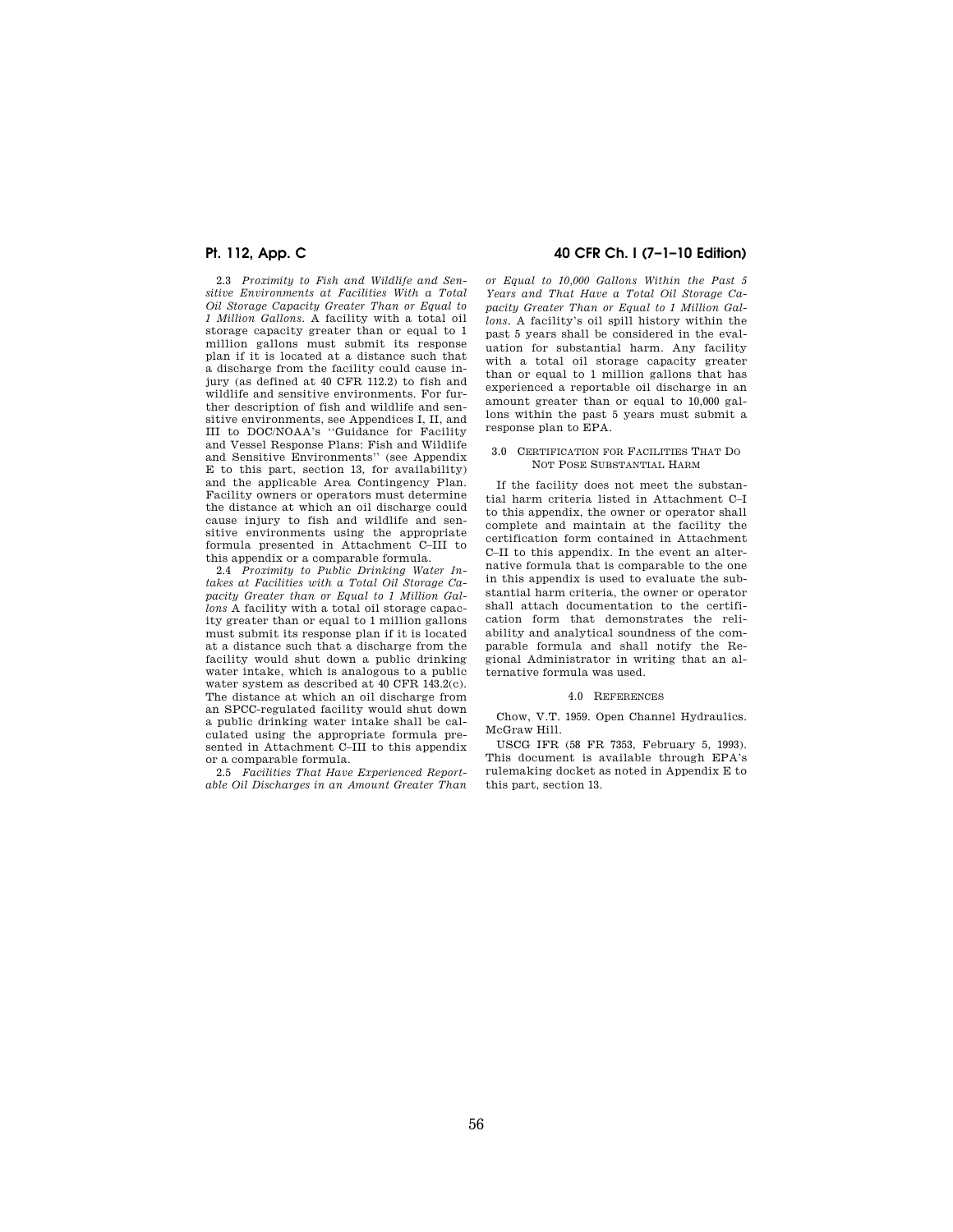2.3 *Proximity to Fish and Wildlife and Sensitive Environments at Facilities With a Total Oil Storage Capacity Greater Than or Equal to 1 Million Gallons.* A facility with a total oil storage capacity greater than or equal to 1 million gallons must submit its response plan if it is located at a distance such that a discharge from the facility could cause injury (as defined at 40 CFR 112.2) to fish and wildlife and sensitive environments. For further description of fish and wildlife and sensitive environments, see Appendices I, II, and III to DOC/NOAA's "Guidance for Facility and Vessel Response Plans: Fish and Wildlife and Sensitive Environments" (see Appendix E to this part, section 13, for availability) and the applicable Area Contingency Plan. Facility owners or operators must determine the distance at which an oil discharge could cause injury to fish and wildlife and sensitive environments using the appropriate formula presented in Attachment C–III to this appendix or a comparable formula.

2.4 *Proximity to Public Drinking Water Intakes at Facilities with a Total Oil Storage Capacity Greater than or Equal to 1 Million Gallons* A facility with a total oil storage capacity greater than or equal to 1 million gallons must submit its response plan if it is located at a distance such that a discharge from the facility would shut down a public drinking water intake, which is analogous to a public water system as described at 40 CFR 143.2(c). The distance at which an oil discharge from an SPCC-regulated facility would shut down a public drinking water intake shall be calculated using the appropriate formula presented in Attachment C–III to this appendix or a comparable formula.

2.5 *Facilities That Have Experienced Reportable Oil Discharges in an Amount Greater Than or Equal to 10,000 Gallons Within the Past 5 Years and That Have a Total Oil Storage Capacity Greater Than or Equal to 1 Million Gallons.* A facility's oil spill history within the past 5 years shall be considered in the evaluation for substantial harm. Any facility with a total oil storage capacity greater than or equal to 1 million gallons that has experienced a reportable oil discharge in an amount greater than or equal to 10,000 gallons within the past 5 years must submit a response plan to EPA.

## 3.0 CERTIFICATION FOR FACILITIES THAT DO NOT POSE SUBSTANTIAL HARM

If the facility does not meet the substantial harm criteria listed in Attachment C–I to this appendix, the owner or operator shall complete and maintain at the facility the certification form contained in Attachment C–II to this appendix. In the event an alternative formula that is comparable to the one in this appendix is used to evaluate the substantial harm criteria, the owner or operator shall attach documentation to the certification form that demonstrates the reliability and analytical soundness of the comparable formula and shall notify the Regional Administrator in writing that an alternative formula was used.

## 4.0 REFERENCES

Chow, V.T. 1959. Open Channel Hydraulics. McGraw Hill.

USCG IFR (58 FR 7353, February 5, 1993). This document is available through EPA's rulemaking docket as noted in Appendix E to this part, section 13.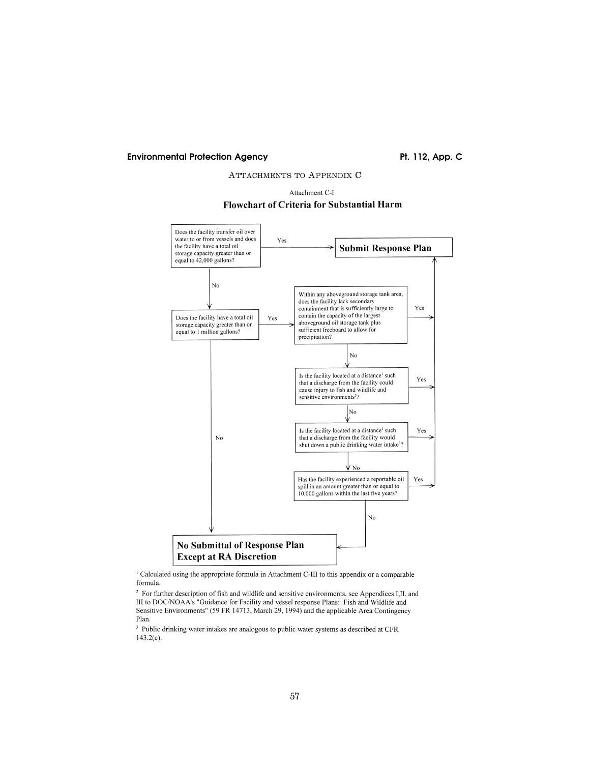## ATTACHMENTS TO APPENDIX C

Attachment C-I

### Flowchart of Criteria for Substantial Harm

Does the facility transfer oil over water to or from vessels and does the facility have a total oil storage capacity greater than or equal to 42,000 gallons?

- Yes → **Submit Response Plan**
- No → Does the facility have a total oil storage capacity greater than or equal to 1 million gallons?
  - No → **No Submittal of Response Plan Except at RA Discretion**
  - Yes → Within any aboveground storage tank area, does the facility lack secondary containment that is sufficiently large to contain the capacity of the largest aboveground oil storage tank plus sufficient freeboard to allow for precipitation?
    - Yes → **Submit Response Plan**
    - No → Is the facility located at a distance[1] such that a discharge from the facility could cause injury to fish and wildlife and sensitive environments[2]?
      - Yes → **Submit Response Plan**
      - No → Is the facility located at a distance[1] such that a discharge from the facility would shut down a public drinking water intake[3]?
        - Yes → **Submit Response Plan**
        - No → Has the facility experienced a reportable oil spill in an amount greater than or equal to 10,000 gallons within the last five years?
          - Yes → **Submit Response Plan**
          - No → **No Submittal of Response Plan Except at RA Discretion**

[1] Calculated using the appropriate formula in Attachment C-III to this appendix or a comparable formula.

[2] For further description of fish and wildlife and sensitive environments, see Appendices I,II, and III to DOC/NOAA's "Guidance for Facility and vessel response Plans: Fish and Wildlife and Sensitive Environments" (59 FR 14713, March 29, 1994) and the applicable Area Contingency Plan.

[3] Public drinking water intakes are analogous to public water systems as described at CFR 143.2(c).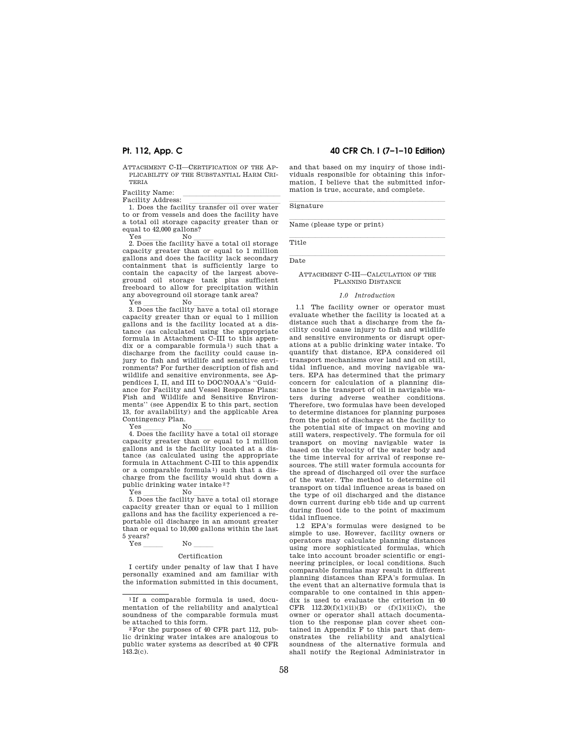### ATTACHMENT C-II—CERTIFICATION OF THE APPLICABILITY OF THE SUBSTANTIAL HARM CRITERIA

Facility Name: \_\_\_\_\_\_\_\_\_\_\_\_\_\_\_\_\_\_\_\_\_\_\_\_

Facility Address: \_\_\_\_\_\_\_\_\_\_\_\_\_\_\_\_\_\_\_\_\_\_\_\_

1. Does the facility transfer oil over water to or from vessels and does the facility have a total oil storage capacity greater than or equal to 42,000 gallons?

Yes \_\_\_\_\_ No \_\_\_\_\_

2. Does the facility have a total oil storage capacity greater than or equal to 1 million gallons and does the facility lack secondary containment that is sufficiently large to contain the capacity of the largest aboveground oil storage tank plus sufficient freeboard to allow for precipitation within any aboveground oil storage tank area?

Yes \_\_\_\_\_ No \_\_\_\_\_

3. Does the facility have a total oil storage capacity greater than or equal to 1 million gallons and is the facility located at a distance (as calculated using the appropriate formula in Attachment C–III to this appendix or a comparable formula[1]) such that a discharge from the facility could cause injury to fish and wildlife and sensitive environments? For further description of fish and wildlife and sensitive environments, see Appendices I, II, and III to DOC/NOAA's "Guidance for Facility and Vessel Response Plans: Fish and Wildlife and Sensitive Environments" (see Appendix E to this part, section 13, for availability) and the applicable Area Contingency Plan.

Yes \_\_\_\_\_ No \_\_\_\_\_

4. Does the facility have a total oil storage capacity greater than or equal to 1 million gallons and is the facility located at a distance (as calculated using the appropriate formula in Attachment C-III to this appendix or a comparable formula[1]) such that a discharge from the facility would shut down a public drinking water intake[2]?

Yes \_\_\_\_\_ No \_\_\_\_\_

5. Does the facility have a total oil storage capacity greater than or equal to 1 million gallons and has the facility experienced a reportable oil discharge in an amount greater than or equal to 10,000 gallons within the last 5 years?

Yes \_\_\_\_\_ No \_\_\_\_\_

#### Certification

I certify under penalty of law that I have personally examined and am familiar with the information submitted in this document, and that based on my inquiry of those individuals responsible for obtaining this information, I believe that the submitted information is true, accurate, and complete.

\_\_\_\_\_\_\_\_\_\_\_\_\_\_\_\_\_\_\_\_\_\_\_\_\_\_\_\_\_\_\_\_

Signature

\_\_\_\_\_\_\_\_\_\_\_\_\_\_\_\_\_\_\_\_\_\_\_\_\_\_\_\_\_\_\_\_

Name (please type or print)

\_\_\_\_\_\_\_\_\_\_\_\_\_\_\_\_\_\_\_\_\_\_\_\_\_\_\_\_\_\_\_\_

Title

\_\_\_\_\_\_\_\_\_\_\_\_\_\_\_\_\_\_\_\_\_\_\_\_\_\_\_\_\_\_\_\_

Date

### ATTACHMENT C-III—CALCULATION OF THE PLANNING DISTANCE

#### *1.0 Introduction*

1.1 The facility owner or operator must evaluate whether the facility is located at a distance such that a discharge from the facility could cause injury to fish and wildlife and sensitive environments or disrupt operations at a public drinking water intake. To quantify that distance, EPA considered oil transport mechanisms over land and on still, tidal influence, and moving navigable waters. EPA has determined that the primary concern for calculation of a planning distance is the transport of oil in navigable waters during adverse weather conditions. Therefore, two formulas have been developed to determine distances for planning purposes from the point of discharge at the facility to the potential site of impact on moving and still waters, respectively. The formula for oil transport on moving navigable water is based on the velocity of the water body and the time interval for arrival of response resources. The still water formula accounts for the spread of discharged oil over the surface of the water. The method to determine oil transport on tidal influence areas is based on the type of oil discharged and the distance down current during ebb tide and up current during flood tide to the point of maximum tidal influence.

1.2 EPA's formulas were designed to be simple to use. However, facility owners or operators may calculate planning distances using more sophisticated formulas, which take into account broader scientific or engineering principles, or local conditions. Such comparable formulas may result in different planning distances than EPA's formulas. In the event that an alternative formula that is comparable to one contained in this appendix is used to evaluate the criterion in 40 CFR 112.20(f)(1)(ii)(B) or (f)(1)(ii)(C), the owner or operator shall attach documentation to the response plan cover sheet contained in Appendix F to this part that demonstrates the reliability and analytical soundness of the alternative formula and shall notify the Regional Administrator in

---

[1] If a comparable formula is used, documentation of the reliability and analytical soundness of the comparable formula must be attached to this form.

[2] For the purposes of 40 CFR part 112, public drinking water intakes are analogous to public water systems as described at 40 CFR 143.2(c).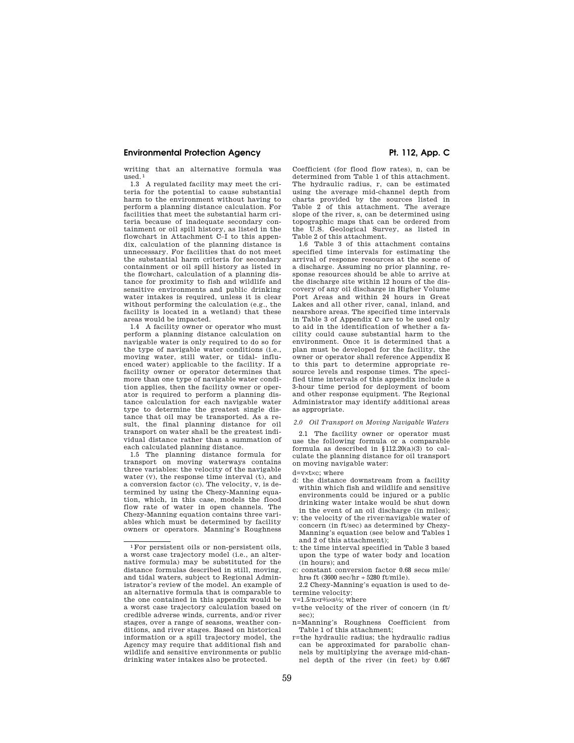writing that an alternative formula was used.[1]

1.3 A regulated facility may meet the criteria for the potential to cause substantial harm to the environment without having to perform a planning distance calculation. For facilities that meet the substantial harm criteria because of inadequate secondary containment or oil spill history, as listed in the flowchart in Attachment C–I to this appendix, calculation of the planning distance is unnecessary. For facilities that do not meet the substantial harm criteria for secondary containment or oil spill history as listed in the flowchart, calculation of a planning distance for proximity to fish and wildlife and sensitive environments and public drinking water intakes is required, unless it is clear without performing the calculation (e.g., the facility is located in a wetland) that these areas would be impacted.

1.4 A facility owner or operator who must perform a planning distance calculation on navigable water is only required to do so for the type of navigable water conditions (i.e., moving water, still water, or tidal- influenced water) applicable to the facility. If a facility owner or operator determines that more than one type of navigable water condition applies, then the facility owner or operator is required to perform a planning distance calculation for each navigable water type to determine the greatest single distance that oil may be transported. As a result, the final planning distance for oil transport on water shall be the greatest individual distance rather than a summation of each calculated planning distance.

1.5 The planning distance formula for transport on moving navigable waterways contains three variables: the velocity of the navigable water (v), the response time interval (t), and a conversion factor (c). The velocity, v, is determined by using the Chezy-Manning equation, which, in this case, models the flood flow rate of water in open channels. The Chezy-Manning equation contains three variables which must be determined by facility owners or operators. Manning's Roughness Coefficient (for flood flow rates), n, can be determined from Table 1 of this attachment. The hydraulic radius, r, can be estimated using the average mid-channel depth from charts provided by the sources listed in Table 2 of this attachment. The average slope of the river, s, can be determined using topographic maps that can be ordered from the U.S. Geological Survey, as listed in Table 2 of this attachment.

1.6 Table 3 of this attachment contains specified time intervals for estimating the arrival of response resources at the scene of a discharge. Assuming no prior planning, response resources should be able to arrive at the discharge site within 12 hours of the discovery of any oil discharge in Higher Volume Port Areas and within 24 hours in Great Lakes and all other river, canal, inland, and nearshore areas. The specified time intervals in Table 3 of Appendix C are to be used only to aid in the identification of whether a facility could cause substantial harm to the environment. Once it is determined that a plan must be developed for the facility, the owner or operator shall reference Appendix E to this part to determine appropriate resource levels and response times. The specified time intervals of this appendix include a 3-hour time period for deployment of boom and other response equipment. The Regional Administrator may identify additional areas as appropriate.

*2.0 Oil Transport on Moving Navigable Waters*

2.1 The facility owner or operator must use the following formula or a comparable formula as described in §112.20(a)(3) to calculate the planning distance for oil transport on moving navigable water:

$d = v \times t \times c$; where

- d: the distance downstream from a facility within which fish and wildlife and sensitive environments could be injured or a public drinking water intake would be shut down in the event of an oil discharge (in miles);
- v: the velocity of the river/navigable water of concern (in ft/sec) as determined by Chezy-Manning's equation (see below and Tables 1 and 2 of this attachment);
- t: the time interval specified in Table 3 based upon the type of water body and location (in hours); and
- c: constant conversion factor 0.68 sec$\cdot$mile/hr$\cdot$ft (3600 sec/hr ÷ 5280 ft/mile).

2.2 Chezy-Manning's equation is used to determine velocity:

$v = 1.5/n \times r^{2/3} \times s^{1/2}$; where

- v=the velocity of the river of concern (in ft/sec);
- n=Manning's Roughness Coefficient from Table 1 of this attachment;
- r=the hydraulic radius; the hydraulic radius can be approximated for parabolic channels by multiplying the average mid-channel depth of the river (in feet) by 0.667

[1] For persistent oils or non-persistent oils, a worst case trajectory model (i.e., an alternative formula) may be substituted for the distance formulas described in still, moving, and tidal waters, subject to Regional Administrator's review of the model. An example of an alternative formula that is comparable to the one contained in this appendix would be a worst case trajectory calculation based on credible adverse winds, currents, and/or river stages, over a range of seasons, weather conditions, and river stages. Based on historical information or a spill trajectory model, the Agency may require that additional fish and wildlife and sensitive environments or public drinking water intakes also be protected.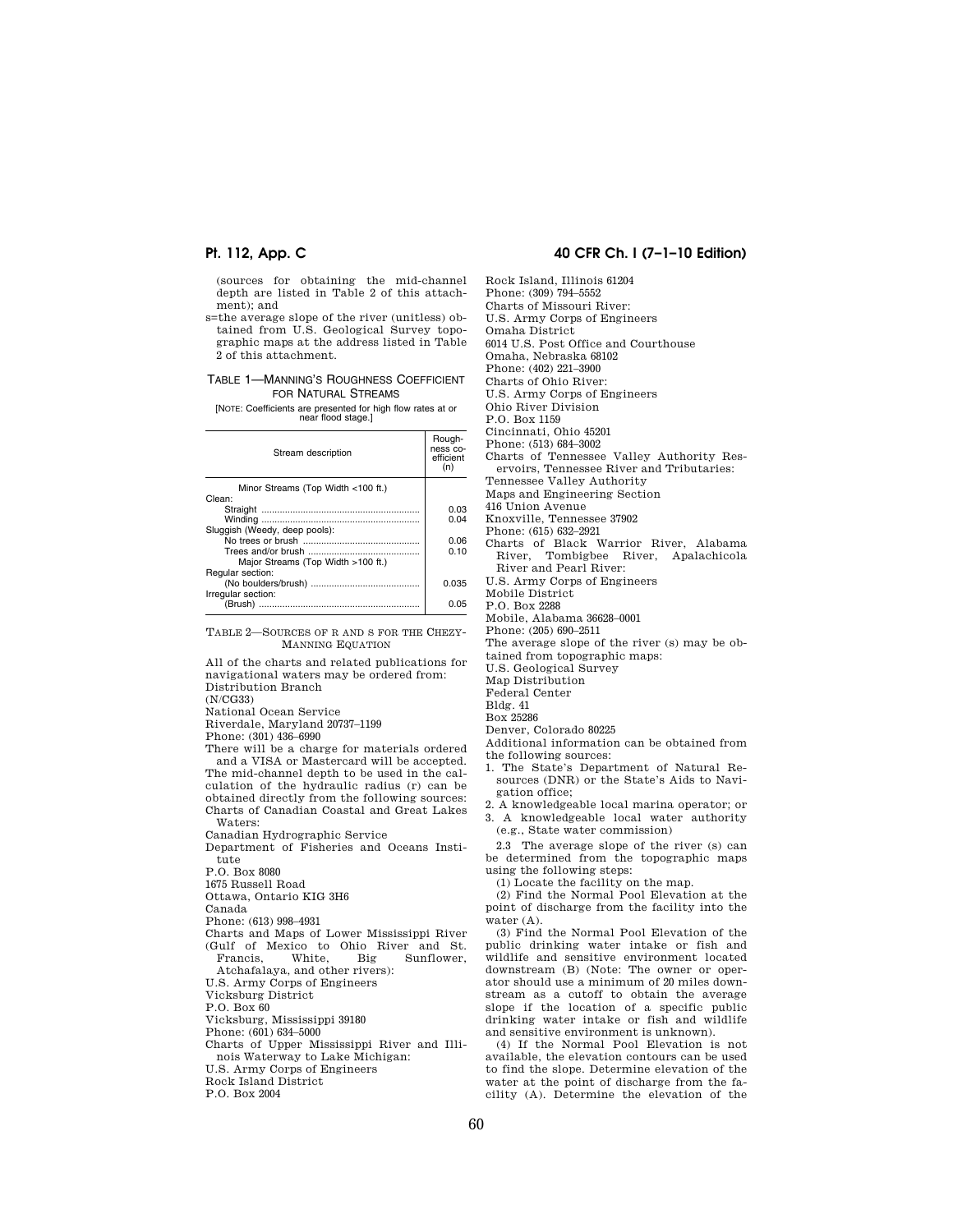(sources for obtaining the mid-channel depth are listed in Table 2 of this attachment); and

s=the average slope of the river (unitless) obtained from U.S. Geological Survey topographic maps at the address listed in Table 2 of this attachment.

TABLE 1—MANNING'S ROUGHNESS COEFFICIENT FOR NATURAL STREAMS

[NOTE: Coefficients are presented for high flow rates at or near flood stage.]

| Stream description | Roughness coefficient (n) |
|---|---|
| Minor Streams (Top Width <100 ft.) | |
| Clean: | |
| Straight | 0.03 |
| Winding | 0.04 |
| Sluggish (Weedy, deep pools): | |
| No trees or brush | 0.06 |
| Trees and/or brush | 0.10 |
| Major Streams (Top Width >100 ft.) | |
| Regular section: | |
| (No boulders/brush) | 0.035 |
| Irregular section: | |
| (Brush) | 0.05 |

TABLE 2—SOURCES OF R AND S FOR THE CHEZY-MANNING EQUATION

All of the charts and related publications for navigational waters may be ordered from:

Distribution Branch
(N/CG33)
National Ocean Service
Riverdale, Maryland 20737–1199
Phone: (301) 436–6990

There will be a charge for materials ordered and a VISA or Mastercard will be accepted.

The mid-channel depth to be used in the calculation of the hydraulic radius (r) can be obtained directly from the following sources:

Charts of Canadian Coastal and Great Lakes Waters:
Canadian Hydrographic Service
Department of Fisheries and Oceans Institute
P.O. Box 8080
1675 Russell Road
Ottawa, Ontario KIG 3H6
Canada
Phone: (613) 998–4931

Charts and Maps of Lower Mississippi River (Gulf of Mexico to Ohio River and St. Francis, White, Big Sunflower, Atchafalaya, and other rivers):
U.S. Army Corps of Engineers
Vicksburg District
P.O. Box 60
Vicksburg, Mississippi 39180
Phone: (601) 634–5000

Charts of Upper Mississippi River and Illinois Waterway to Lake Michigan:
U.S. Army Corps of Engineers
Rock Island District
P.O. Box 2004
Rock Island, Illinois 61204
Phone: (309) 794–5552

Charts of Missouri River:
U.S. Army Corps of Engineers
Omaha District
6014 U.S. Post Office and Courthouse
Omaha, Nebraska 68102
Phone: (402) 221–3900

Charts of Ohio River:
U.S. Army Corps of Engineers
Ohio River Division
P.O. Box 1159
Cincinnati, Ohio 45201
Phone: (513) 684–3002

Charts of Tennessee Valley Authority Reservoirs, Tennessee River and Tributaries:
Tennessee Valley Authority
Maps and Engineering Section
416 Union Avenue
Knoxville, Tennessee 37902
Phone: (615) 632–2921

Charts of Black Warrior River, Alabama River, Tombigbee River, Apalachicola River and Pearl River:
U.S. Army Corps of Engineers
Mobile District
P.O. Box 2288
Mobile, Alabama 36628–0001
Phone: (205) 690–2511

The average slope of the river (s) may be obtained from topographic maps:
U.S. Geological Survey
Map Distribution
Federal Center
Bldg. 41
Box 25286
Denver, Colorado 80225

Additional information can be obtained from the following sources:

1. The State's Department of Natural Resources (DNR) or the State's Aids to Navigation office;
2. A knowledgeable local marina operator; or
3. A knowledgeable local water authority (e.g., State water commission)

2.3 The average slope of the river (s) can be determined from the topographic maps using the following steps:

(1) Locate the facility on the map.

(2) Find the Normal Pool Elevation at the point of discharge from the facility into the water (A).

(3) Find the Normal Pool Elevation of the public drinking water intake or fish and wildlife and sensitive environment located downstream (B) (Note: The owner or operator should use a minimum of 20 miles downstream as a cutoff to obtain the average slope if the location of a specific public drinking water intake or fish and wildlife and sensitive environment is unknown).

(4) If the Normal Pool Elevation is not available, the elevation contours can be used to find the slope. Determine elevation of the water at the point of discharge from the facility (A). Determine the elevation of the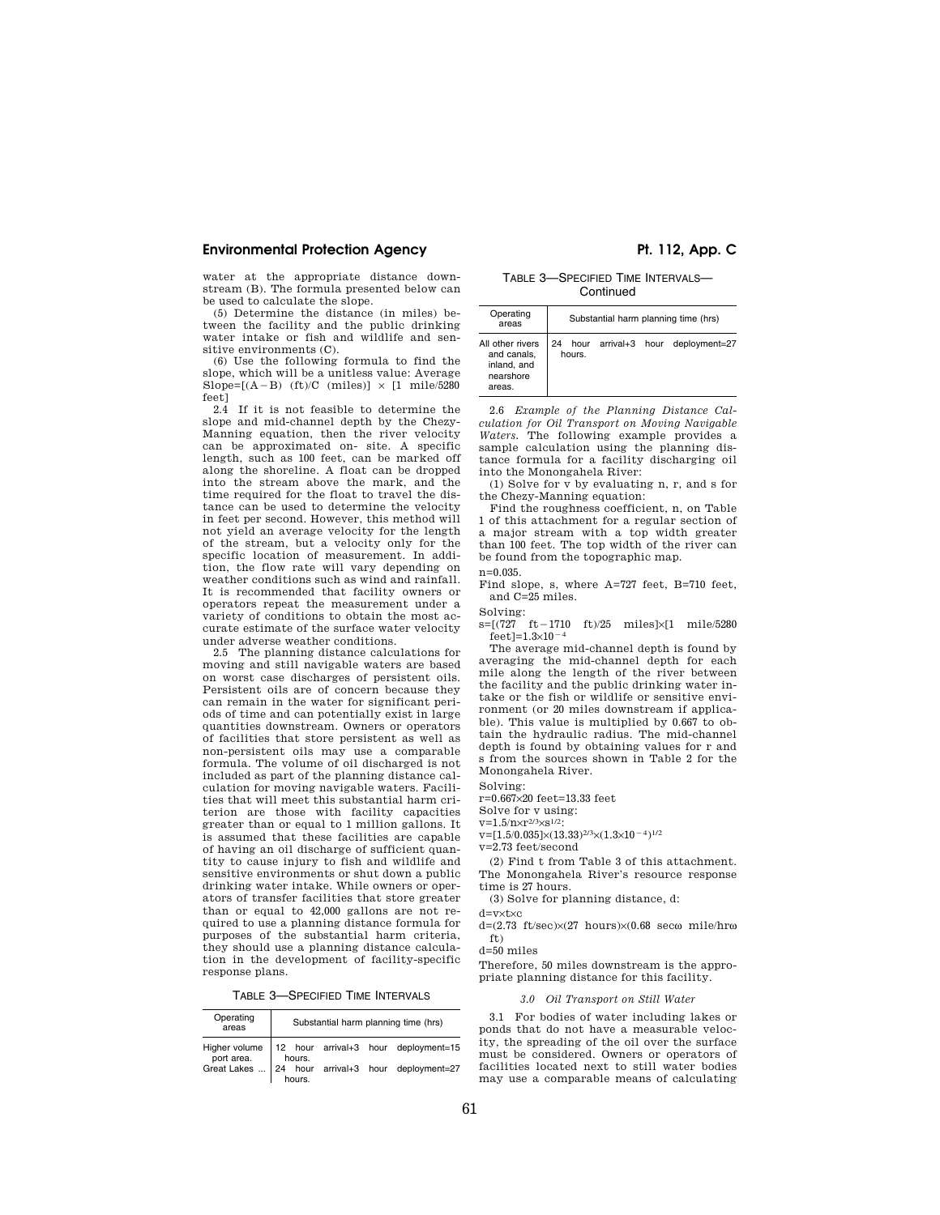water at the appropriate distance downstream (B). The formula presented below can be used to calculate the slope.

(5) Determine the distance (in miles) between the facility and the public drinking water intake or fish and wildlife and sensitive environments (C).

(6) Use the following formula to find the slope, which will be a unitless value: Average Slope=$[(A - B)$ (ft)/C (miles)] × [1 mile/5280 feet]

2.4 If it is not feasible to determine the slope and mid-channel depth by the Chezy-Manning equation, then the river velocity can be approximated on- site. A specific length, such as 100 feet, can be marked off along the shoreline. A float can be dropped into the stream above the mark, and the time required for the float to travel the distance can be used to determine the velocity in feet per second. However, this method will not yield an average velocity for the length of the stream, but a velocity only for the specific location of measurement. In addition, the flow rate will vary depending on weather conditions such as wind and rainfall. It is recommended that facility owners or operators repeat the measurement under a variety of conditions to obtain the most accurate estimate of the surface water velocity under adverse weather conditions.

2.5 The planning distance calculations for moving and still navigable waters are based on worst case discharges of persistent oils. Persistent oils are of concern because they can remain in the water for significant periods of time and can potentially exist in large quantities downstream. Owners or operators of facilities that store persistent as well as non-persistent oils may use a comparable formula. The volume of oil discharged is not included as part of the planning distance calculation for moving navigable waters. Facilities that will meet this substantial harm criterion are those with facility capacities greater than or equal to 1 million gallons. It is assumed that these facilities are capable of having an oil discharge of sufficient quantity to cause injury to fish and wildlife and sensitive environments or shut down a public drinking water intake. While owners or operators of transfer facilities that store greater than or equal to 42,000 gallons are not required to use a planning distance formula for purposes of the substantial harm criteria, they should use a planning distance calculation in the development of facility-specific response plans.

TABLE 3—SPECIFIED TIME INTERVALS

| Operating areas | Substantial harm planning time (hrs) |
|---|---|
| Higher volume port area. | 12 hour arrival+3 hour deployment=15 hours. |
| Great Lakes ... | 24 hour arrival+3 hour deployment=27 hours. |
| All other rivers and canals, inland, and nearshore areas. | 24 hour arrival+3 hour deployment=27 hours. |

2.6 *Example of the Planning Distance Calculation for Oil Transport on Moving Navigable Waters.* The following example provides a sample calculation using the planning distance formula for a facility discharging oil into the Monongahela River:

(1) Solve for v by evaluating n, r, and s for the Chezy-Manning equation:

Find the roughness coefficient, n, on Table 1 of this attachment for a regular section of a major stream with a top width greater than 100 feet. The top width of the river can be found from the topographic map.

n=0.035.

Find slope, s, where A=727 feet, B=710 feet, and C=25 miles.

Solving:

$s=[(727 \text{ ft} - 1710 \text{ ft})/25 \text{ miles}] \times [1 \text{ mile}/5280 \text{ feet}] = 1.3 \times 10^{-4}$

The average mid-channel depth is found by averaging the mid-channel depth for each mile along the length of the river between the facility and the public drinking water intake or the fish or wildlife or sensitive environment (or 20 miles downstream if applicable). This value is multiplied by 0.667 to obtain the hydraulic radius. The mid-channel depth is found by obtaining values for r and s from the sources shown in Table 2 for the Monongahela River.

Solving:

$r=0.667 \times 20$ feet=13.33 feet

Solve for v using:

$v=1.5/n \times r^{2/3} \times s^{1/2}$:

$v=[1.5/0.035] \times (13.33)^{2/3} \times (1.3 \times 10^{-4})^{1/2}$

v=2.73 feet/second

(2) Find t from Table 3 of this attachment. The Monongahela River's resource response time is 27 hours.

(3) Solve for planning distance, d:

$d=v \times t \times c$

$d=(2.73 \text{ ft/sec}) \times (27 \text{ hours}) \times (0.68 \text{ sec}\omega \text{ mile/hr}\omega \text{ ft})$

d=50 miles

Therefore, 50 miles downstream is the appropriate planning distance for this facility.

*3.0 Oil Transport on Still Water*

3.1 For bodies of water including lakes or ponds that do not have a measurable velocity, the spreading of the oil over the surface must be considered. Owners or operators of facilities located next to still water bodies may use a comparable means of calculating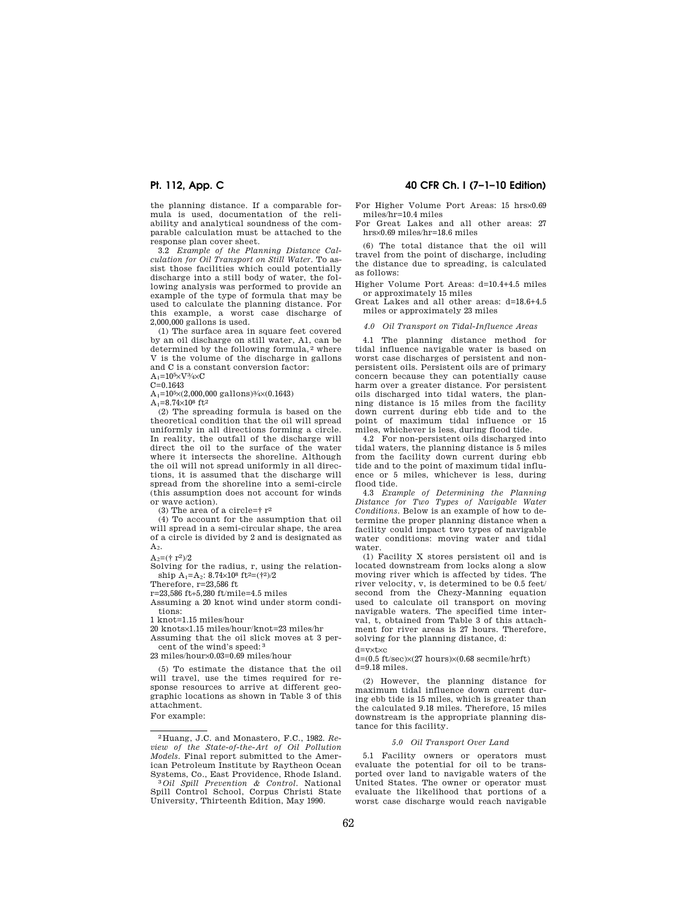the planning distance. If a comparable formula is used, documentation of the reliability and analytical soundness of the comparable calculation must be attached to the response plan cover sheet.

3.2 *Example of the Planning Distance Calculation for Oil Transport on Still Water.* To assist those facilities which could potentially discharge into a still body of water, the following analysis was performed to provide an example of the type of formula that may be used to calculate the planning distance. For this example, a worst case discharge of 2,000,000 gallons is used.

(1) The surface area in square feet covered by an oil discharge on still water, A1, can be determined by the following formula,[2] where V is the volume of the discharge in gallons and C is a constant conversion factor:

$A_1=10^5\times V^{3/4}\times C$

$C=0.1643$

$A_1=10^5\times(2,000,000 \text{ gallons})^{3/4}\times(0.1643)$

$A_1=8.74\times10^8 \text{ ft}^2$

(2) The spreading formula is based on the theoretical condition that the oil will spread uniformly in all directions forming a circle. In reality, the outfall of the discharge will direct the oil to the surface of the water where it intersects the shoreline. Although the oil will not spread uniformly in all directions, it is assumed that the discharge will spread from the shoreline into a semi-circle (this assumption does not account for winds or wave action).

(3) The area of a circle=† $r^2$

(4) To account for the assumption that oil will spread in a semi-circular shape, the area of a circle is divided by 2 and is designated as $A_2$.

$A_2$=(† $r^2$)/2

Solving for the radius, r, using the relationship $A_1=A_2$: $8.74\times10^8 \text{ ft}^2$=(†$r^2$)/2

Therefore, r=23,586 ft

r=23,586 ft÷5,280 ft/mile=4.5 miles

Assuming a 20 knot wind under storm conditions:

1 knot=1.15 miles/hour

20 knots×1.15 miles/hour/knot=23 miles/hr

Assuming that the oil slick moves at 3 percent of the wind's speed:[3]

23 miles/hour×0.03=0.69 miles/hour

(5) To estimate the distance that the oil will travel, use the times required for response resources to arrive at different geographic locations as shown in Table 3 of this attachment.

For example:

For Higher Volume Port Areas: 15 hrs×0.69 miles/hr=10.4 miles

For Great Lakes and all other areas: 27 hrs×0.69 miles/hr=18.6 miles

(6) The total distance that the oil will travel from the point of discharge, including the distance due to spreading, is calculated as follows:

Higher Volume Port Areas: d=10.4+4.5 miles or approximately 15 miles

Great Lakes and all other areas: d=18.6+4.5 miles or approximately 23 miles

### *4.0 Oil Transport on Tidal-Influence Areas*

4.1 The planning distance method for tidal influence navigable water is based on worst case discharges of persistent and non-persistent oils. Persistent oils are of primary concern because they can potentially cause harm over a greater distance. For persistent oils discharged into tidal waters, the planning distance is 15 miles from the facility down current during ebb tide and to the point of maximum tidal influence or 15 miles, whichever is less, during flood tide.

4.2 For non-persistent oils discharged into tidal waters, the planning distance is 5 miles from the facility down current during ebb tide and to the point of maximum tidal influence or 5 miles, whichever is less, during flood tide.

4.3 *Example of Determining the Planning Distance for Two Types of Navigable Water Conditions.* Below is an example of how to determine the proper planning distance when a facility could impact two types of navigable water conditions: moving water and tidal water.

(1) Facility X stores persistent oil and is located downstream from locks along a slow moving river which is affected by tides. The river velocity, v, is determined to be 0.5 feet/second from the Chezy-Manning equation used to calculate oil transport on moving navigable waters. The specified time interval, t, obtained from Table 3 of this attachment for river areas is 27 hours. Therefore, solving for the planning distance, d:

d=v×t×c

d=(0.5 ft/sec)×(27 hours)×(0.68 secmile/hrft)

d=9.18 miles.

(2) However, the planning distance for maximum tidal influence down current during ebb tide is 15 miles, which is greater than the calculated 9.18 miles. Therefore, 15 miles downstream is the appropriate planning distance for this facility.

### *5.0 Oil Transport Over Land*

5.1 Facility owners or operators must evaluate the potential for oil to be transported over land to navigable waters of the United States. The owner or operator must evaluate the likelihood that portions of a worst case discharge would reach navigable

---

[2] Huang, J.C. and Monastero, F.C., 1982. *Review of the State-of-the-Art of Oil Pollution Models.* Final report submitted to the American Petroleum Institute by Raytheon Ocean Systems, Co., East Providence, Rhode Island.

[3] *Oil Spill Prevention & Control.* National Spill Control School, Corpus Christi State University, Thirteenth Edition, May 1990.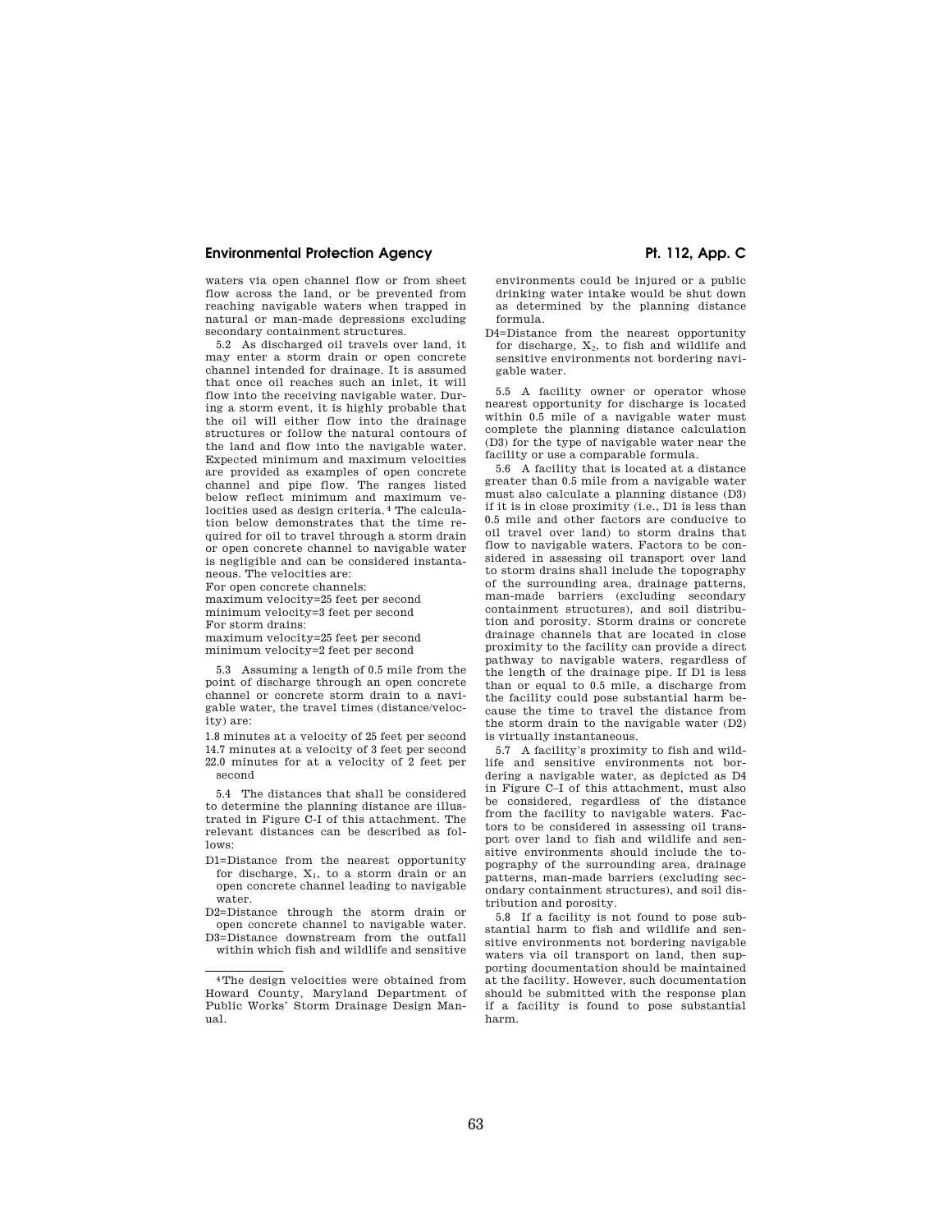waters via open channel flow or from sheet flow across the land, or be prevented from reaching navigable waters when trapped in natural or man-made depressions excluding secondary containment structures.

5.2 As discharged oil travels over land, it may enter a storm drain or open concrete channel intended for drainage. It is assumed that once oil reaches such an inlet, it will flow into the receiving navigable water. During a storm event, it is highly probable that the oil will either flow into the drainage structures or follow the natural contours of the land and flow into the navigable water. Expected minimum and maximum velocities are provided as examples of open concrete channel and pipe flow. The ranges listed below reflect minimum and maximum velocities used as design criteria.[4] The calculation below demonstrates that the time required for oil to travel through a storm drain or open concrete channel to navigable water is negligible and can be considered instantaneous. The velocities are:

For open concrete channels:
maximum velocity=25 feet per second
minimum velocity=3 feet per second
For storm drains:
maximum velocity=25 feet per second
minimum velocity=2 feet per second

5.3 Assuming a length of 0.5 mile from the point of discharge through an open concrete channel or concrete storm drain to a navigable water, the travel times (distance/velocity) are:

1.8 minutes at a velocity of 25 feet per second
14.7 minutes at a velocity of 3 feet per second
22.0 minutes for at a velocity of 2 feet per second

5.4 The distances that shall be considered to determine the planning distance are illustrated in Figure C-I of this attachment. The relevant distances can be described as follows:

D1=Distance from the nearest opportunity for discharge, $X_1$, to a storm drain or an open concrete channel leading to navigable water.

D2=Distance through the storm drain or open concrete channel to navigable water.

D3=Distance downstream from the outfall within which fish and wildlife and sensitive environments could be injured or a public drinking water intake would be shut down as determined by the planning distance formula.

D4=Distance from the nearest opportunity for discharge, $X_2$, to fish and wildlife and sensitive environments not bordering navigable water.

5.5 A facility owner or operator whose nearest opportunity for discharge is located within 0.5 mile of a navigable water must complete the planning distance calculation (D3) for the type of navigable water near the facility or use a comparable formula.

5.6 A facility that is located at a distance greater than 0.5 mile from a navigable water must also calculate a planning distance (D3) if it is in close proximity (i.e., D1 is less than 0.5 mile and other factors are conducive to oil travel over land) to storm drains that flow to navigable waters. Factors to be considered in assessing oil transport over land to storm drains shall include the topography of the surrounding area, drainage patterns, man-made barriers (excluding secondary containment structures), and soil distribution and porosity. Storm drains or concrete drainage channels that are located in close proximity to the facility can provide a direct pathway to navigable waters, regardless of the length of the drainage pipe. If D1 is less than or equal to 0.5 mile, a discharge from the facility could pose substantial harm because the time to travel the distance from the storm drain to the navigable water (D2) is virtually instantaneous.

5.7 A facility's proximity to fish and wildlife and sensitive environments not bordering a navigable water, as depicted as D4 in Figure C–I of this attachment, must also be considered, regardless of the distance from the facility to navigable waters. Factors to be considered in assessing oil transport over land to fish and wildlife and sensitive environments should include the topography of the surrounding area, drainage patterns, man-made barriers (excluding secondary containment structures), and soil distribution and porosity.

5.8 If a facility is not found to pose substantial harm to fish and wildlife and sensitive environments not bordering navigable waters via oil transport on land, then supporting documentation should be maintained at the facility. However, such documentation should be submitted with the response plan if a facility is found to pose substantial harm.

---

[4] The design velocities were obtained from Howard County, Maryland Department of Public Works' Storm Drainage Design Manual.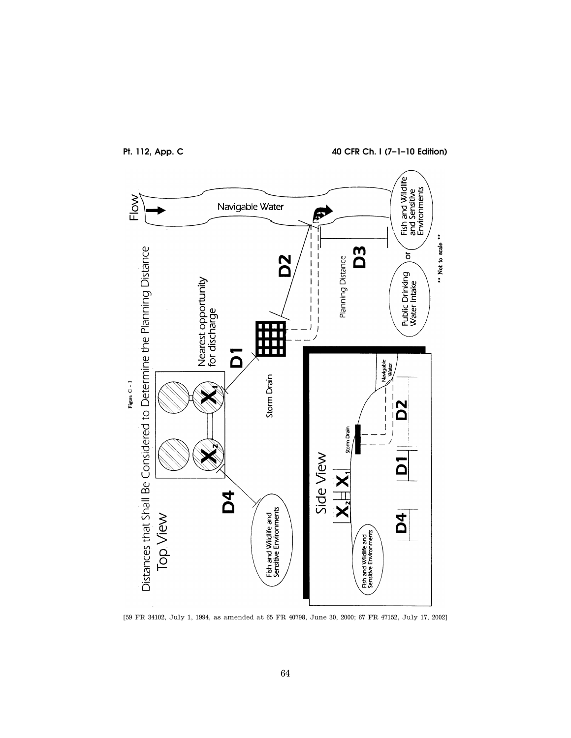Figure C - I

Distances that Shall Be Considered to Determine the Planning Distance

Top View

Flow

Navigable Water

Nearest opportunity for discharge

D1

D2

D3

D4

Storm Drain

Planning Distance

Public Drinking Water Intake

or

Fish and Wildlife and Sensitive Environments

Fish and Wildlife and Sensitive Environments

$X_1$

$X_2$

Side View

$X_2$ $X_1$

Storm Drain

Navigable Water

Fish and Wildlife and Sensitive Environments

D4 D1 D2

** Not to scale **

[59 FR 34102, July 1, 1994, as amended at 65 FR 40798, June 30, 2000; 67 FR 47152, July 17, 2002]